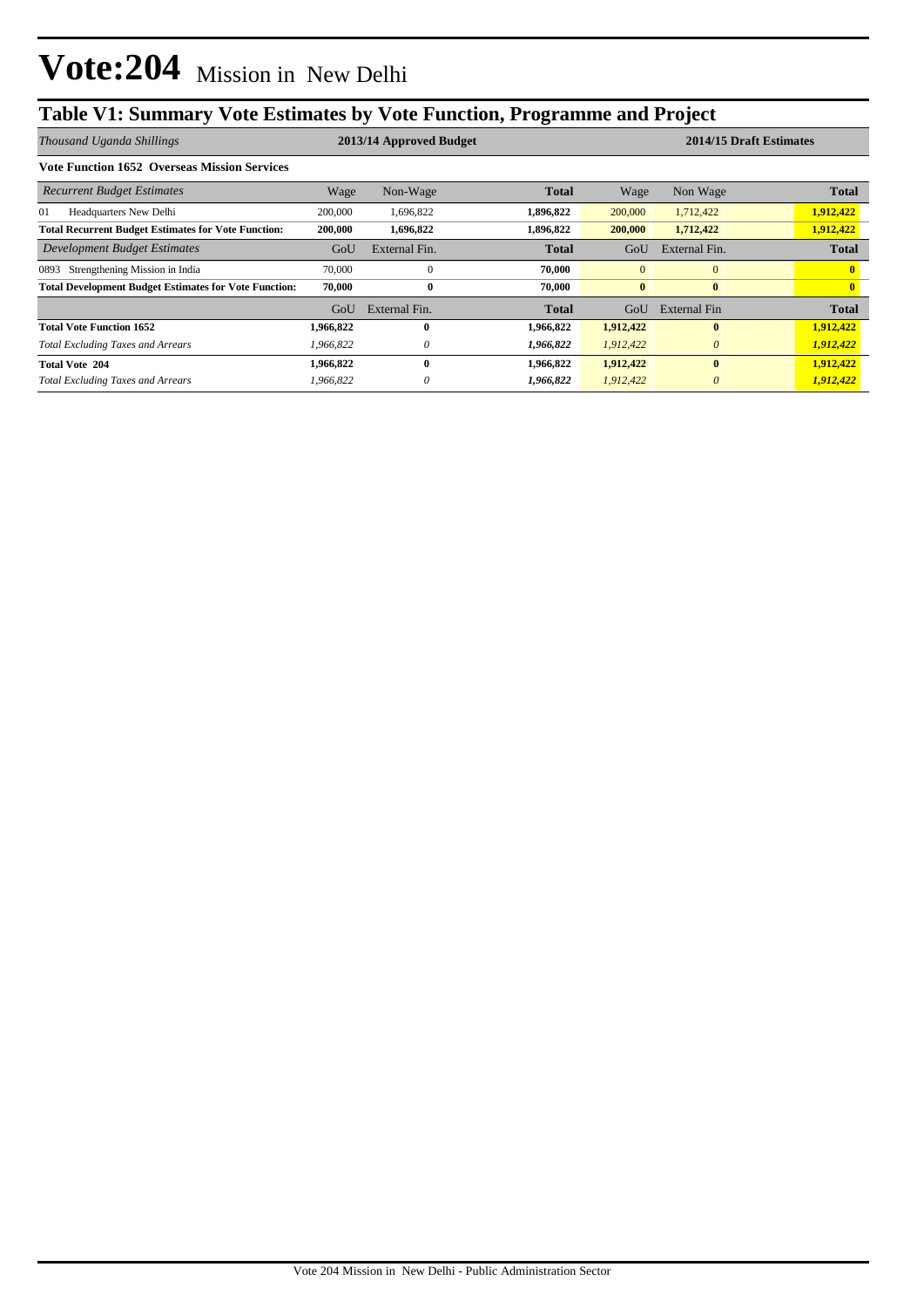# Vote:204 Mission in New Delhi

## Table V1: Summary Vote Estimates by Vote Function, Programme and Project

| *Thousand Uganda Shillings* | 2013/14 Approved Budget | | | 2014/15 Draft Estimates | | |
|---|---|---|---|---|---|---|
| **Vote Function 1652 Overseas Mission Services** | | | | | | |
| *Recurrent Budget Estimates* | Wage | Non-Wage | **Total** | Wage | Non Wage | **Total** |
| 01 Headquarters New Delhi | 200,000 | 1,696,822 | **1,896,822** | 200,000 | 1,712,422 | **1,912,422** |
| **Total Recurrent Budget Estimates for Vote Function:** | **200,000** | **1,696,822** | **1,896,822** | **200,000** | **1,712,422** | **1,912,422** |
| *Development Budget Estimates* | GoU | External Fin. | **Total** | GoU | External Fin. | **Total** |
| 0893 Strengthening Mission in India | 70,000 | 0 | **70,000** | 0 | 0 | **0** |
| **Total Development Budget Estimates for Vote Function:** | **70,000** | **0** | **70,000** | **0** | **0** | **0** |
| | GoU | External Fin. | **Total** | GoU | External Fin | **Total** |
| **Total Vote Function 1652** | **1,966,822** | **0** | **1,966,822** | **1,912,422** | **0** | **1,912,422** |
| *Total Excluding Taxes and Arrears* | *1,966,822* | *0* | ***1,966,822*** | *1,912,422* | *0* | ***1,912,422*** |
| **Total Vote 204** | **1,966,822** | **0** | **1,966,822** | **1,912,422** | **0** | **1,912,422** |
| *Total Excluding Taxes and Arrears* | *1,966,822* | *0* | ***1,966,822*** | *1,912,422* | *0* | ***1,912,422*** |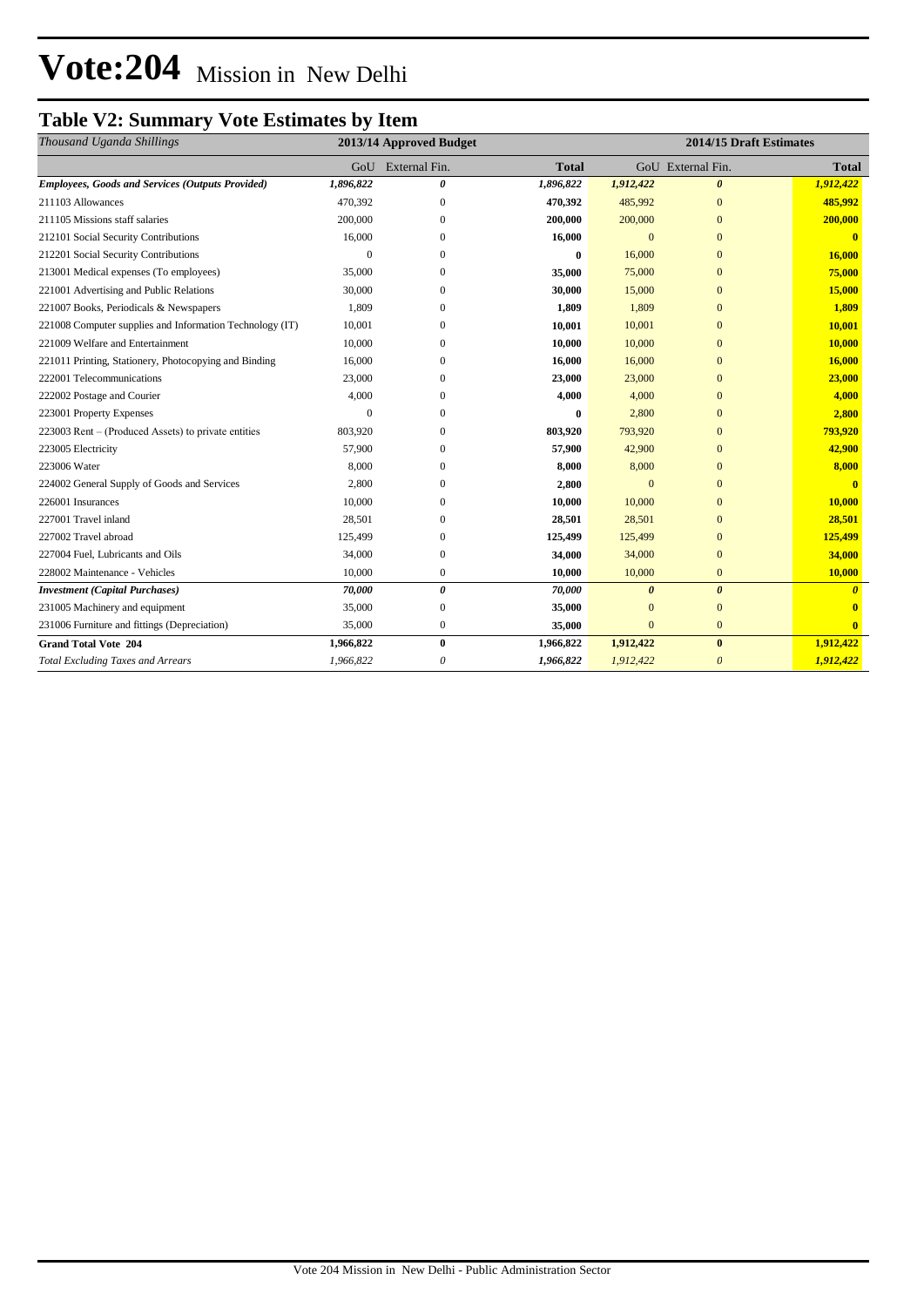# Vote:204 Mission in New Delhi

## Table V2: Summary Vote Estimates by Item

| *Thousand Uganda Shillings* | 2013/14 Approved Budget | | | 2014/15 Draft Estimates | | |
|---|---|---|---|---|---|---|
| | GoU | External Fin. | **Total** | GoU | External Fin. | **Total** |
| ***Employees, Goods and Services (Outputs Provided)*** | ***1,896,822*** | ***0*** | ***1,896,822*** | ***1,912,422*** | ***0*** | ***1,912,422*** |
| 211103 Allowances | 470,392 | 0 | **470,392** | 485,992 | 0 | **485,992** |
| 211105 Missions staff salaries | 200,000 | 0 | **200,000** | 200,000 | 0 | **200,000** |
| 212101 Social Security Contributions | 16,000 | 0 | **16,000** | 0 | 0 | **0** |
| 212201 Social Security Contributions | 0 | 0 | **0** | 16,000 | 0 | **16,000** |
| 213001 Medical expenses (To employees) | 35,000 | 0 | **35,000** | 75,000 | 0 | **75,000** |
| 221001 Advertising and Public Relations | 30,000 | 0 | **30,000** | 15,000 | 0 | **15,000** |
| 221007 Books, Periodicals & Newspapers | 1,809 | 0 | **1,809** | 1,809 | 0 | **1,809** |
| 221008 Computer supplies and Information Technology (IT) | 10,001 | 0 | **10,001** | 10,001 | 0 | **10,001** |
| 221009 Welfare and Entertainment | 10,000 | 0 | **10,000** | 10,000 | 0 | **10,000** |
| 221011 Printing, Stationery, Photocopying and Binding | 16,000 | 0 | **16,000** | 16,000 | 0 | **16,000** |
| 222001 Telecommunications | 23,000 | 0 | **23,000** | 23,000 | 0 | **23,000** |
| 222002 Postage and Courier | 4,000 | 0 | **4,000** | 4,000 | 0 | **4,000** |
| 223001 Property Expenses | 0 | 0 | **0** | 2,800 | 0 | **2,800** |
| 223003 Rent – (Produced Assets) to private entities | 803,920 | 0 | **803,920** | 793,920 | 0 | **793,920** |
| 223005 Electricity | 57,900 | 0 | **57,900** | 42,900 | 0 | **42,900** |
| 223006 Water | 8,000 | 0 | **8,000** | 8,000 | 0 | **8,000** |
| 224002 General Supply of Goods and Services | 2,800 | 0 | **2,800** | 0 | 0 | **0** |
| 226001 Insurances | 10,000 | 0 | **10,000** | 10,000 | 0 | **10,000** |
| 227001 Travel inland | 28,501 | 0 | **28,501** | 28,501 | 0 | **28,501** |
| 227002 Travel abroad | 125,499 | 0 | **125,499** | 125,499 | 0 | **125,499** |
| 227004 Fuel, Lubricants and Oils | 34,000 | 0 | **34,000** | 34,000 | 0 | **34,000** |
| 228002 Maintenance - Vehicles | 10,000 | 0 | **10,000** | 10,000 | 0 | **10,000** |
| ***Investment (Capital Purchases)*** | ***70,000*** | ***0*** | ***70,000*** | ***0*** | ***0*** | ***0*** |
| 231005 Machinery and equipment | 35,000 | 0 | **35,000** | 0 | 0 | **0** |
| 231006 Furniture and fittings (Depreciation) | 35,000 | 0 | **35,000** | 0 | 0 | **0** |
| **Grand Total Vote 204** | **1,966,822** | **0** | **1,966,822** | **1,912,422** | **0** | **1,912,422** |
| *Total Excluding Taxes and Arrears* | *1,966,822* | *0* | *1,966,822* | *1,912,422* | *0* | *1,912,422* |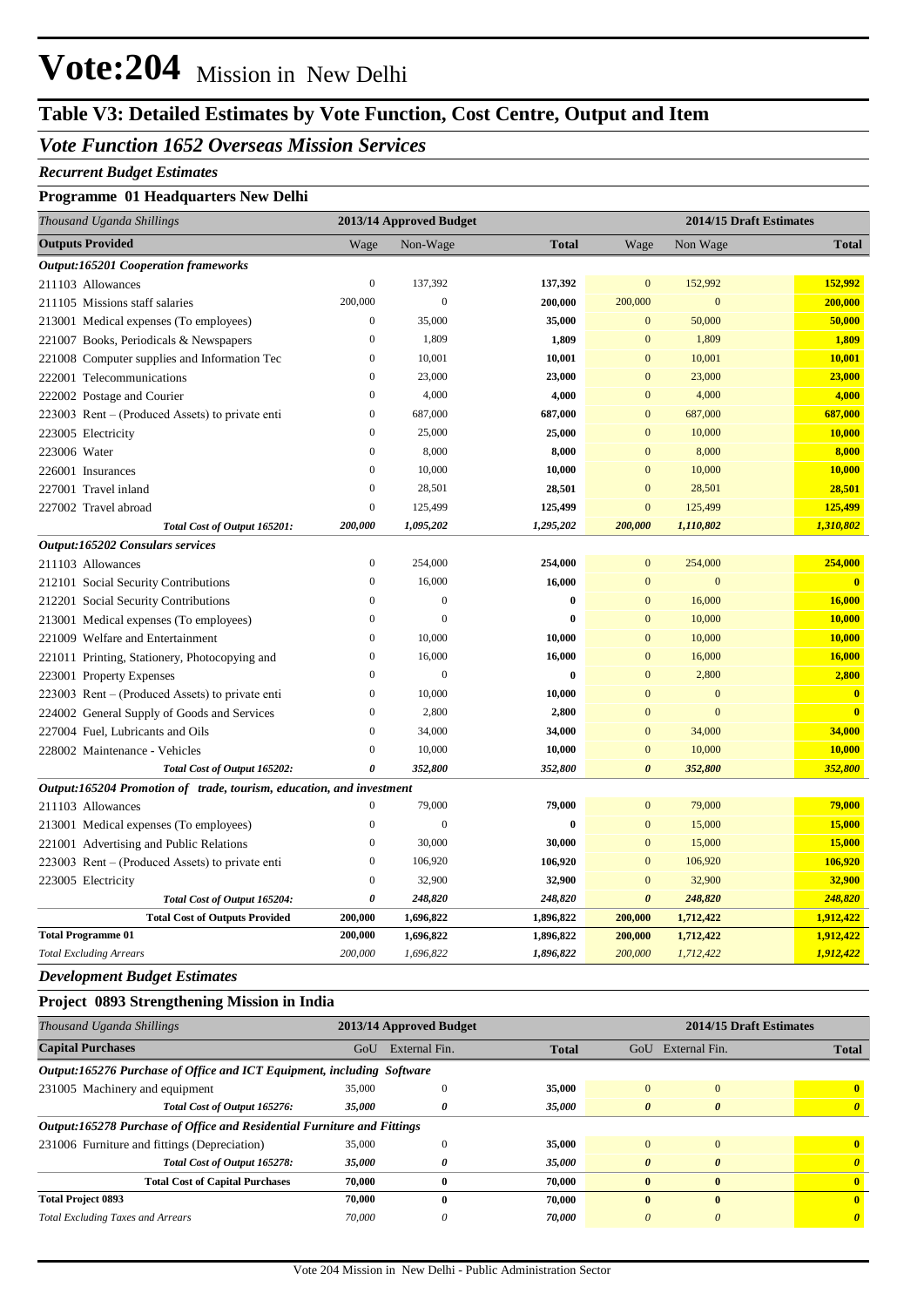# Vote:204 Mission in New Delhi

## Table V3: Detailed Estimates by Vote Function, Cost Centre, Output and Item

### *Vote Function 1652 Overseas Mission Services*

#### *Recurrent Budget Estimates*

#### Programme 01 Headquarters New Delhi

| *Thousand Uganda Shillings* | 2013/14 Approved Budget | | | 2014/15 Draft Estimates | | |
|---|---|---|---|---|---|---|
| **Outputs Provided** | Wage | Non-Wage | **Total** | Wage | Non Wage | **Total** |
| ***Output:165201 Cooperation frameworks*** | | | | | | |
| 211103 Allowances | 0 | 137,392 | **137,392** | 0 | 152,992 | **152,992** |
| 211105 Missions staff salaries | 200,000 | 0 | **200,000** | 200,000 | 0 | **200,000** |
| 213001 Medical expenses (To employees) | 0 | 35,000 | **35,000** | 0 | 50,000 | **50,000** |
| 221007 Books, Periodicals & Newspapers | 0 | 1,809 | **1,809** | 0 | 1,809 | **1,809** |
| 221008 Computer supplies and Information Tec | 0 | 10,001 | **10,001** | 0 | 10,001 | **10,001** |
| 222001 Telecommunications | 0 | 23,000 | **23,000** | 0 | 23,000 | **23,000** |
| 222002 Postage and Courier | 0 | 4,000 | **4,000** | 0 | 4,000 | **4,000** |
| 223003 Rent – (Produced Assets) to private enti | 0 | 687,000 | **687,000** | 0 | 687,000 | **687,000** |
| 223005 Electricity | 0 | 25,000 | **25,000** | 0 | 10,000 | **10,000** |
| 223006 Water | 0 | 8,000 | **8,000** | 0 | 8,000 | **8,000** |
| 226001 Insurances | 0 | 10,000 | **10,000** | 0 | 10,000 | **10,000** |
| 227001 Travel inland | 0 | 28,501 | **28,501** | 0 | 28,501 | **28,501** |
| 227002 Travel abroad | 0 | 125,499 | **125,499** | 0 | 125,499 | **125,499** |
| ***Total Cost of Output 165201:*** | ***200,000*** | ***1,095,202*** | ***1,295,202*** | ***200,000*** | ***1,110,802*** | ***1,310,802*** |
| ***Output:165202 Consulars services*** | | | | | | |
| 211103 Allowances | 0 | 254,000 | **254,000** | 0 | 254,000 | **254,000** |
| 212101 Social Security Contributions | 0 | 16,000 | **16,000** | 0 | 0 | **0** |
| 212201 Social Security Contributions | 0 | 0 | **0** | 0 | 16,000 | **16,000** |
| 213001 Medical expenses (To employees) | 0 | 0 | **0** | 0 | 10,000 | **10,000** |
| 221009 Welfare and Entertainment | 0 | 10,000 | **10,000** | 0 | 10,000 | **10,000** |
| 221011 Printing, Stationery, Photocopying and | 0 | 16,000 | **16,000** | 0 | 16,000 | **16,000** |
| 223001 Property Expenses | 0 | 0 | **0** | 0 | 2,800 | **2,800** |
| 223003 Rent – (Produced Assets) to private enti | 0 | 10,000 | **10,000** | 0 | 0 | **0** |
| 224002 General Supply of Goods and Services | 0 | 2,800 | **2,800** | 0 | 0 | **0** |
| 227004 Fuel, Lubricants and Oils | 0 | 34,000 | **34,000** | 0 | 34,000 | **34,000** |
| 228002 Maintenance - Vehicles | 0 | 10,000 | **10,000** | 0 | 10,000 | **10,000** |
| ***Total Cost of Output 165202:*** | ***0*** | ***352,800*** | ***352,800*** | ***0*** | ***352,800*** | ***352,800*** |
| ***Output:165204 Promotion of trade, tourism, education, and investment*** | | | | | | |
| 211103 Allowances | 0 | 79,000 | **79,000** | 0 | 79,000 | **79,000** |
| 213001 Medical expenses (To employees) | 0 | 0 | **0** | 0 | 15,000 | **15,000** |
| 221001 Advertising and Public Relations | 0 | 30,000 | **30,000** | 0 | 15,000 | **15,000** |
| 223003 Rent – (Produced Assets) to private enti | 0 | 106,920 | **106,920** | 0 | 106,920 | **106,920** |
| 223005 Electricity | 0 | 32,900 | **32,900** | 0 | 32,900 | **32,900** |
| ***Total Cost of Output 165204:*** | ***0*** | ***248,820*** | ***248,820*** | ***0*** | ***248,820*** | ***248,820*** |
| **Total Cost of Outputs Provided** | **200,000** | **1,696,822** | **1,896,822** | **200,000** | **1,712,422** | **1,912,422** |
| **Total Programme 01** | **200,000** | **1,696,822** | **1,896,822** | **200,000** | **1,712,422** | **1,912,422** |
| *Total Excluding Arrears* | *200,000* | *1,696,822* | *1,896,822* | *200,000* | *1,712,422* | *1,912,422* |

#### *Development Budget Estimates*

#### Project 0893 Strengthening Mission in India

| *Thousand Uganda Shillings* | 2013/14 Approved Budget | | | 2014/15 Draft Estimates | | |
|---|---|---|---|---|---|---|
| **Capital Purchases** | GoU | External Fin. | **Total** | GoU | External Fin. | **Total** |
| ***Output:165276 Purchase of Office and ICT Equipment, including Software*** | | | | | | |
| 231005 Machinery and equipment | 35,000 | 0 | **35,000** | 0 | 0 | **0** |
| ***Total Cost of Output 165276:*** | ***35,000*** | ***0*** | ***35,000*** | ***0*** | ***0*** | ***0*** |
| ***Output:165278 Purchase of Office and Residential Furniture and Fittings*** | | | | | | |
| 231006 Furniture and fittings (Depreciation) | 35,000 | 0 | **35,000** | 0 | 0 | **0** |
| ***Total Cost of Output 165278:*** | ***35,000*** | ***0*** | ***35,000*** | ***0*** | ***0*** | ***0*** |
| **Total Cost of Capital Purchases** | **70,000** | **0** | **70,000** | **0** | **0** | **0** |
| **Total Project 0893** | **70,000** | **0** | **70,000** | **0** | **0** | **0** |
| *Total Excluding Taxes and Arrears* | *70,000* | *0* | ***70,000*** | *0* | *0* | ***0*** |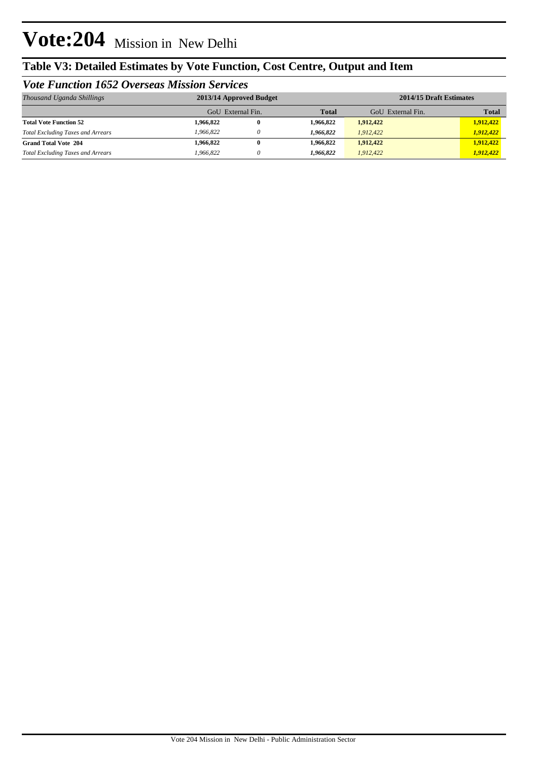# Vote:204 Mission in New Delhi

## Table V3: Detailed Estimates by Vote Function, Cost Centre, Output and Item

### *Vote Function 1652 Overseas Mission Services*

| *Thousand Uganda Shillings* | 2013/14 Approved Budget | | | 2014/15 Draft Estimates | | |
|---|---|---|---|---|---|---|
| | GoU | External Fin. | Total | GoU | External Fin. | Total |
| **Total Vote Function 52** | **1,966,822** | **0** | **1,966,822** | **1,912,422** | | **1,912,422** |
| *Total Excluding Taxes and Arrears* | *1,966,822* | *0* | ***1,966,822*** | *1,912,422* | | ***1,912,422*** |
| **Grand Total Vote 204** | **1,966,822** | **0** | **1,966,822** | **1,912,422** | | **1,912,422** |
| *Total Excluding Taxes and Arrears* | *1,966,822* | *0* | ***1,966,822*** | *1,912,422* | | ***1,912,422*** |